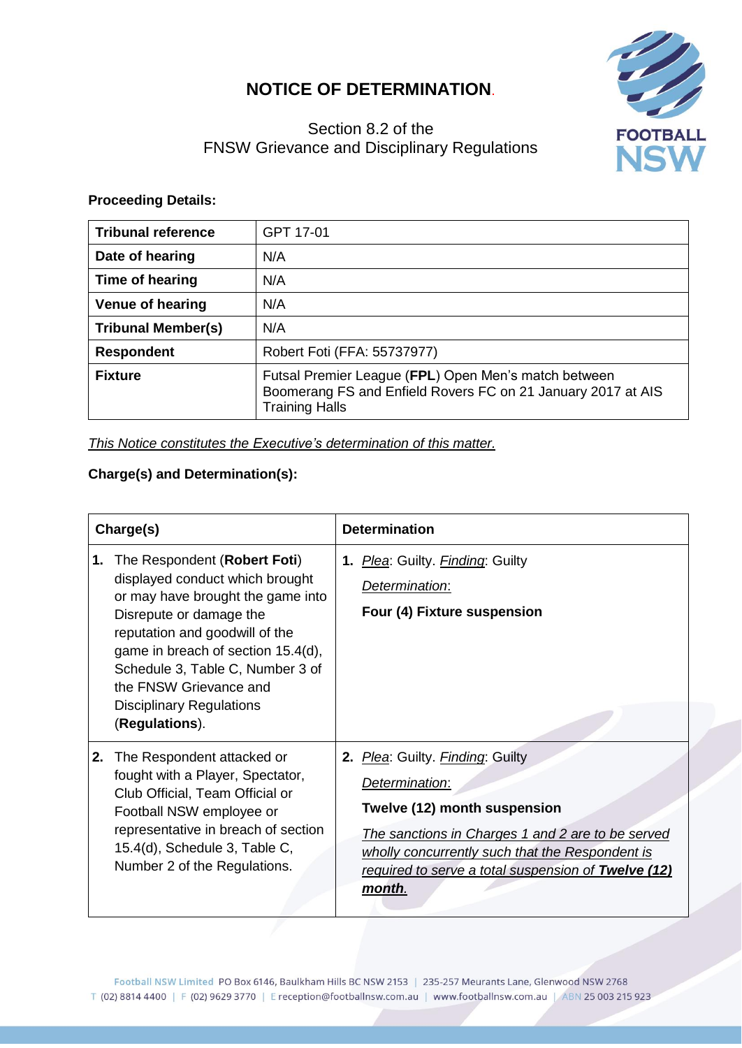# NOTICE OF DETERMINATION.

Section 8.2 of the
FNSW Grievance and Disciplinary Regulations

**Proceeding Details:**

| **Tribunal reference** | GPT 17-01 |
|---|---|
| **Date of hearing** | N/A |
| **Time of hearing** | N/A |
| **Venue of hearing** | N/A |
| **Tribunal Member(s)** | N/A |
| **Respondent** | Robert Foti (FFA: 55737977) |
| **Fixture** | Futsal Premier League (**FPL**) Open Men's match between Boomerang FS and Enfield Rovers FC on 21 January 2017 at AIS Training Halls |

*This Notice constitutes the Executive's determination of this matter.*

**Charge(s) and Determination(s):**

| **Charge(s)** | **Determination** |
|---|---|
| **1.** The Respondent (**Robert Foti**) displayed conduct which brought or may have brought the game into Disrepute or damage the reputation and goodwill of the game in breach of section 15.4(d), Schedule 3, Table C, Number 3 of the FNSW Grievance and Disciplinary Regulations (**Regulations**). | **1.** *Plea*: Guilty. *Finding*: Guilty<br><br>*Determination*:<br><br>**Four (4) Fixture suspension** |
| **2.** The Respondent attacked or fought with a Player, Spectator, Club Official, Team Official or Football NSW employee or representative in breach of section 15.4(d), Schedule 3, Table C, Number 2 of the Regulations. | **2.** *Plea*: Guilty. *Finding*: Guilty<br><br>*Determination*:<br><br>**Twelve (12) month suspension**<br><br>*The sanctions in Charges 1 and 2 are to be served wholly concurrently such that the Respondent is required to serve a total suspension of **Twelve (12) month**.* |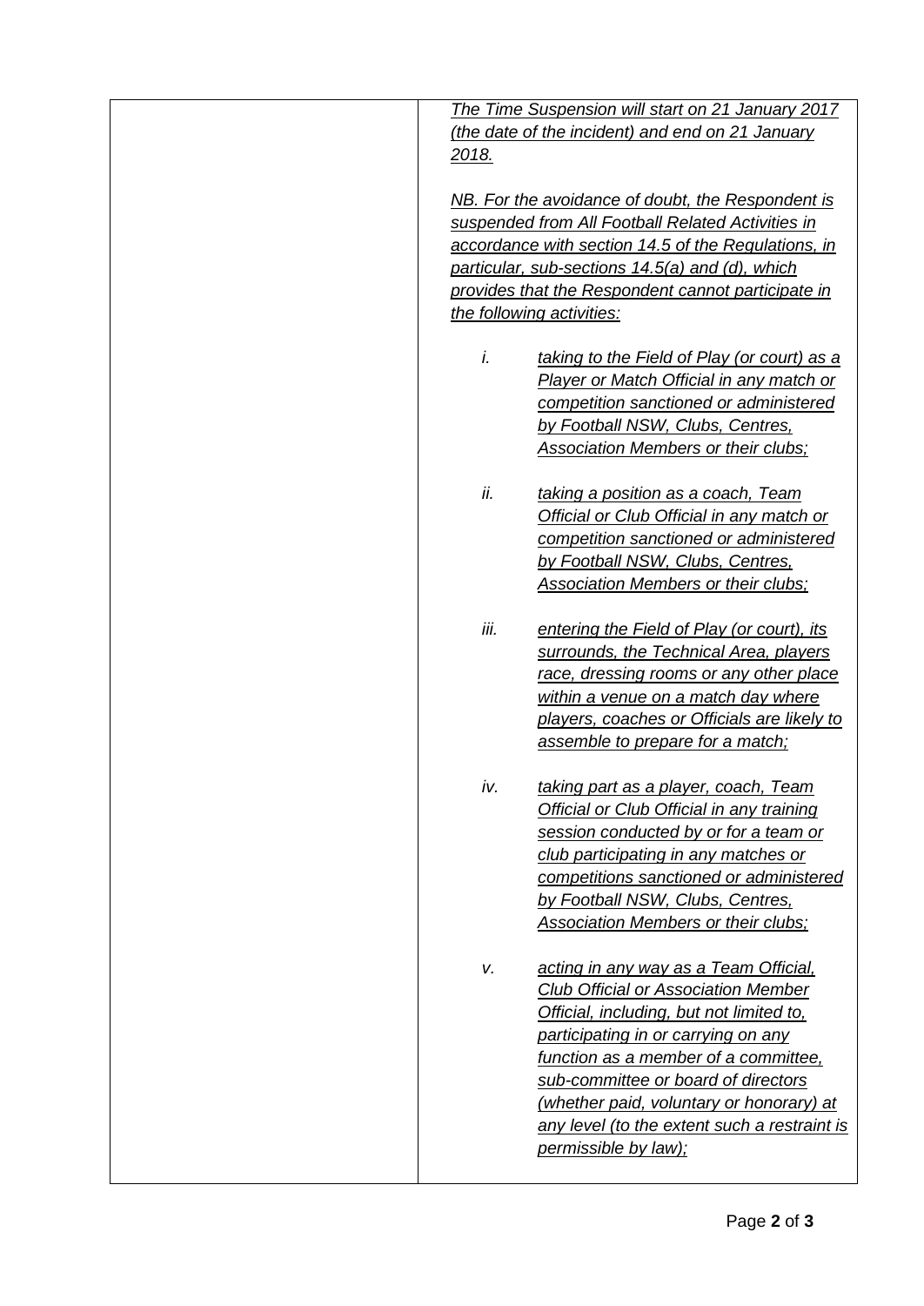| | *The Time Suspension will start on 21 January 2017 (the date of the incident) and end on 21 January 2018.*<br><br>*NB. For the avoidance of doubt, the Respondent is suspended from All Football Related Activities in accordance with section 14.5 of the Regulations, in particular, sub-sections 14.5(a) and (d), which provides that the Respondent cannot participate in the following activities:*<br><br>*i. taking to the Field of Play (or court) as a Player or Match Official in any match or competition sanctioned or administered by Football NSW, Clubs, Centres, Association Members or their clubs;*<br><br>*ii. taking a position as a coach, Team Official or Club Official in any match or competition sanctioned or administered by Football NSW, Clubs, Centres, Association Members or their clubs;*<br><br>*iii. entering the Field of Play (or court), its surrounds, the Technical Area, players race, dressing rooms or any other place within a venue on a match day where players, coaches or Officials are likely to assemble to prepare for a match;*<br><br>*iv. taking part as a player, coach, Team Official or Club Official in any training session conducted by or for a team or club participating in any matches or competitions sanctioned or administered by Football NSW, Clubs, Centres, Association Members or their clubs;*<br><br>*v. acting in any way as a Team Official, Club Official or Association Member Official, including, but not limited to, participating in or carrying on any function as a member of a committee, sub-committee or board of directors (whether paid, voluntary or honorary) at any level (to the extent such a restraint is permissible by law);* |
|---|---|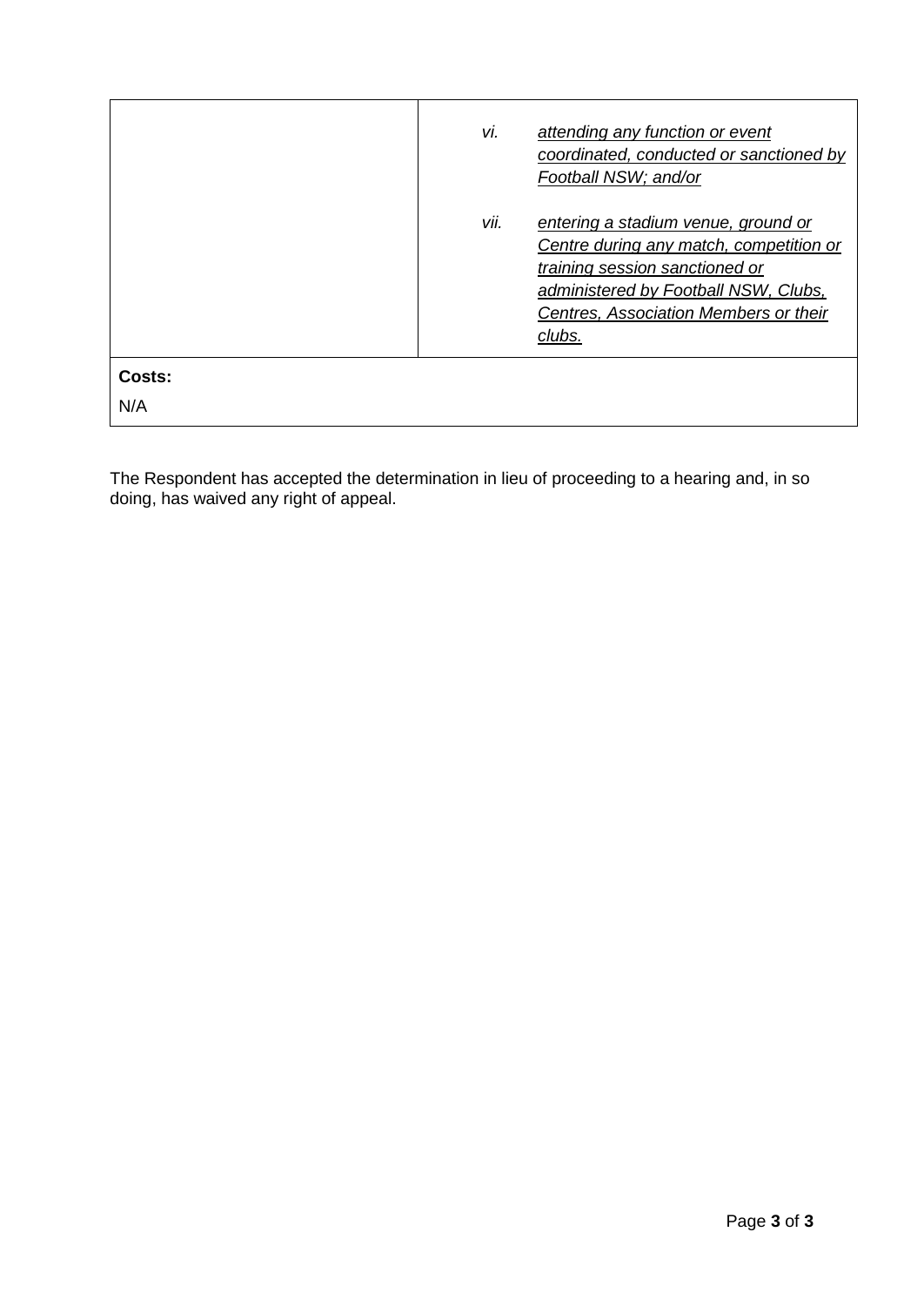| | |
|---|---|
| | vi. *attending any function or event coordinated, conducted or sanctioned by Football NSW; and/or*<br><br>vii. *entering a stadium venue, ground or Centre during any match, competition or training session sanctioned or administered by Football NSW, Clubs, Centres, Association Members or their clubs.* |
| **Costs:**<br><br>N/A | |

The Respondent has accepted the determination in lieu of proceeding to a hearing and, in so doing, has waived any right of appeal.